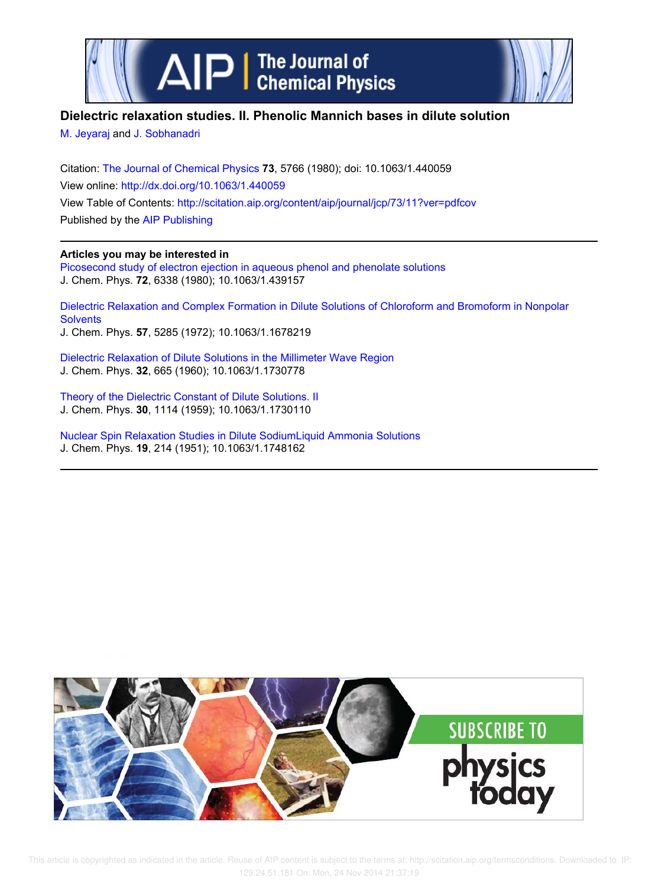# Dielectric relaxation studies. II. Phenolic Mannich bases in dilute solution

M. Jeyaraj and J. Sobhanadri

Citation: The Journal of Chemical Physics **73**, 5766 (1980); doi: 10.1063/1.440059

View online: http://dx.doi.org/10.1063/1.440059

View Table of Contents: http://scitation.aip.org/content/aip/journal/jcp/73/11?ver=pdfcov

Published by the AIP Publishing

**Articles you may be interested in**

Picosecond study of electron ejection in aqueous phenol and phenolate solutions
J. Chem. Phys. **72**, 6338 (1980); 10.1063/1.439157

Dielectric Relaxation and Complex Formation in Dilute Solutions of Chloroform and Bromoform in Nonpolar Solvents
J. Chem. Phys. **57**, 5285 (1972); 10.1063/1.1678219

Dielectric Relaxation of Dilute Solutions in the Millimeter Wave Region
J. Chem. Phys. **32**, 665 (1960); 10.1063/1.1730778

Theory of the Dielectric Constant of Dilute Solutions. II
J. Chem. Phys. **30**, 1114 (1959); 10.1063/1.1730110

Nuclear Spin Relaxation Studies in Dilute SodiumLiquid Ammonia Solutions
J. Chem. Phys. **19**, 214 (1951); 10.1063/1.1748162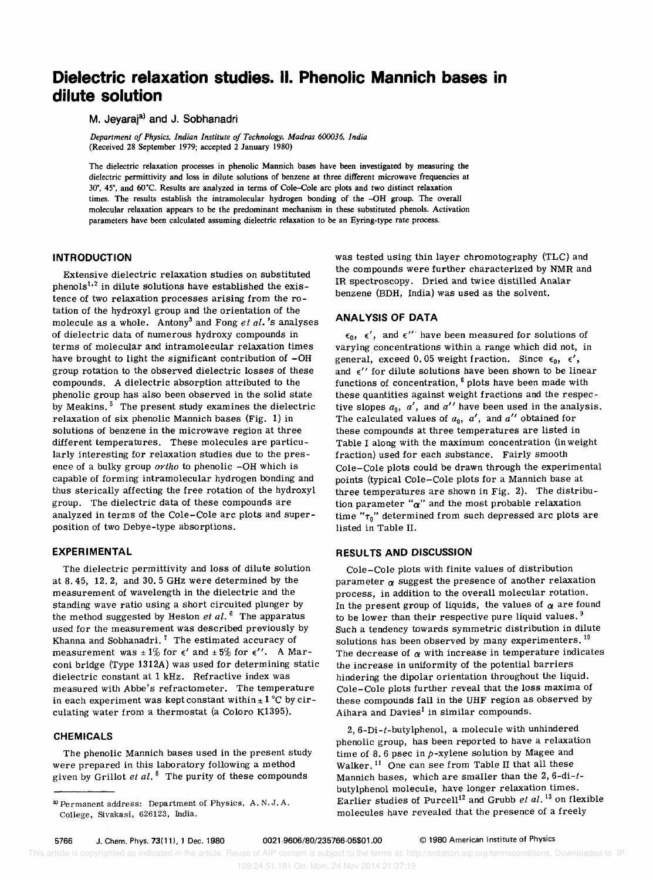# Dielectric relaxation studies. II. Phenolic Mannich bases in dilute solution

M. Jeyaraj[a] and J. Sobhanadri

*Department of Physics, Indian Institute of Technology, Madras 600036, India*
(Received 28 September 1979; accepted 2 January 1980)

The dielectric relaxation processes in phenolic Mannich bases have been investigated by measuring the dielectric permittivity and loss in dilute solutions of benzene at three different microwave frequencies at 30°, 45°, and 60°C. Results are analyzed in terms of Cole–Cole arc plots and two distinct relaxation times. The results establish the intramolecular hydrogen bonding of the –OH group. The overall molecular relaxation appears to be the predominant mechanism in these substituted phenols. Activation parameters have been calculated assuming dielectric relaxation to be an Eyring-type rate process.

## INTRODUCTION

Extensive dielectric relaxation studies on substituted phenols[1,2] in dilute solutions have established the existence of two relaxation processes arising from the rotation of the hydroxyl group and the orientation of the molecule as a whole. Antony[3] and Fong *et al.*'s analyses of dielectric data of numerous hydroxy compounds in terms of molecular and intramolecular relaxation times have brought to light the significant contribution of –OH group rotation to the observed dielectric losses of these compounds. A dielectric absorption attributed to the phenolic group has also been observed in the solid state by Meakins.[5] The present study examines the dielectric relaxation of six phenolic Mannich bases (Fig. 1) in solutions of benzene in the microwave region at three different temperatures. These molecules are particularly interesting for relaxation studies due to the presence of a bulky group *ortho* to phenolic –OH which is capable of forming intramolecular hydrogen bonding and thus sterically affecting the free rotation of the hydroxyl group. The dielectric data of these compounds are analyzed in terms of the Cole–Cole arc plots and superposition of two Debye-type absorptions.

## EXPERIMENTAL

The dielectric permittivity and loss of dilute solution at 8.45, 12.2, and 30.5 GHz were determined by the measurement of wavelength in the dielectric and the standing wave ratio using a short circuited plunger by the method suggested by Heston *et al.*[6] The apparatus used for the measurement was described previously by Khanna and Sobhanadri.[7] The estimated accuracy of measurement was ±1% for $\epsilon'$ and ±5% for $\epsilon''$. A Marconi bridge (Type 1312A) was used for determining static dielectric constant at 1 kHz. Refractive index was measured with Abbe's refractometer. The temperature in each experiment was kept constant within ±1 °C by circulating water from a thermostat (a Coloro K1395).

## CHEMICALS

The phenolic Mannich bases used in the present study were prepared in this laboratory following a method given by Grillot *et al.*[8] The purity of these compounds was tested using thin layer chromotography (TLC) and the compounds were further characterized by NMR and IR spectroscopy. Dried and twice distilled Analar benzene (BDH, India) was used as the solvent.

## ANALYSIS OF DATA

$\epsilon_0$, $\epsilon'$, and $\epsilon''$ have been measured for solutions of varying concentrations within a range which did not, in general, exceed 0.05 weight fraction. Since $\epsilon_0$, $\epsilon'$, and $\epsilon''$ for dilute solutions have been shown to be linear functions of concentration,[6] plots have been made with these quantities against weight fractions and the respective slopes $a_0$, $a'$, and $a''$ have been used in the analysis. The calculated values of $a_0$, $a'$, and $a''$ obtained for these compounds at three temperatures are listed in Table I along with the maximum concentration (in weight fraction) used for each substance. Fairly smooth Cole–Cole plots could be drawn through the experimental points (typical Cole–Cole plots for a Mannich base at three temperatures are shown in Fig. 2). The distribution parameter "$\alpha$" and the most probable relaxation time "$\tau_0$" determined from such depressed arc plots are listed in Table II.

## RESULTS AND DISCUSSION

Cole–Cole plots with finite values of distribution parameter $\alpha$ suggest the presence of another relaxation process, in addition to the overall molecular rotation. In the present group of liquids, the values of $\alpha$ are found to be lower than their respective pure liquid values.[9] Such a tendency towards symmetric distribution in dilute solutions has been observed by many experimenters.[10] The decrease of $\alpha$ with increase in temperature indicates the increase in uniformity of the potential barriers hindering the dipolar orientation throughout the liquid. Cole–Cole plots further reveal that the loss maxima of these compounds fall in the UHF region as observed by Aihara and Davies[1] in similar compounds.

2,6-Di-*t*-butylphenol, a molecule with unhindered phenolic group, has been reported to have a relaxation time of 8.6 psec in *p*-xylene solution by Magee and Walker.[11] One can see from Table II that all these Mannich bases, which are smaller than the 2,6-di-*t*-butylphenol molecule, have longer relaxation times. Earlier studies of Purcell[12] and Grubb *et al.*[13] on flexible molecules have revealed that the presence of a freely

[a] Permanent address: Department of Physics, A.N.J.A. College, Sivakasi, 626123, India.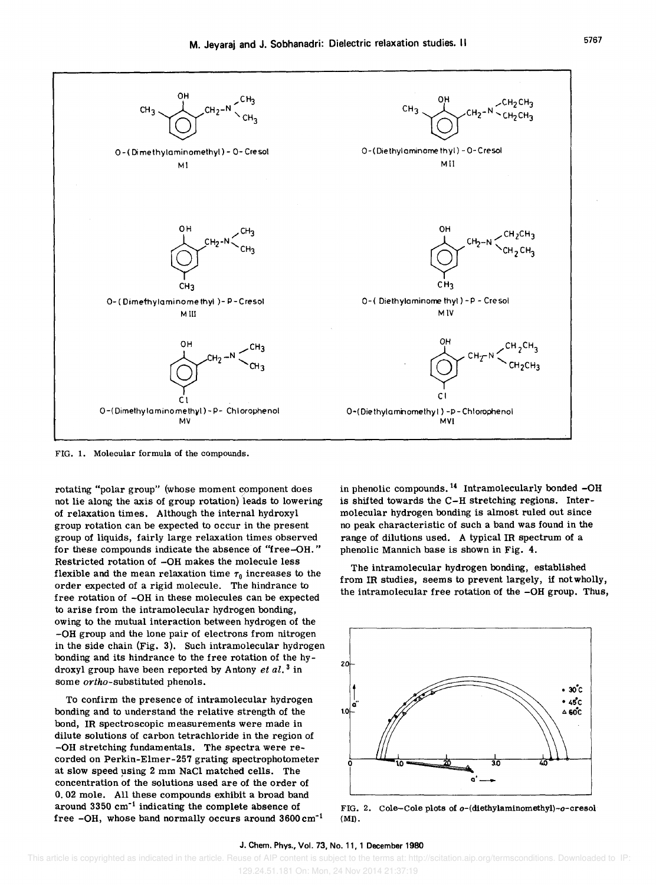FIG. 1. Molecular formula of the compounds.

rotating "polar group" (whose moment component does not lie along the axis of group rotation) leads to lowering of relaxation times. Although the internal hydroxyl group rotation can be expected to occur in the present group of liquids, fairly large relaxation times observed for these compounds indicate the absence of "free–OH." Restricted rotation of –OH makes the molecule less flexible and the mean relaxation time $\tau_0$ increases to the order expected of a rigid molecule. The hindrance to free rotation of –OH in these molecules can be expected to arise from the intramolecular hydrogen bonding, owing to the mutual interaction between hydrogen of the –OH group and the lone pair of electrons from nitrogen in the side chain (Fig. 3). Such intramolecular hydrogen bonding and its hindrance to the free rotation of the hydroxyl group have been reported by Antony *et al.*[3] in some *ortho*-substituted phenols.

To confirm the presence of intramolecular hydrogen bonding and to understand the relative strength of the bond, IR spectroscopic measurements were made in dilute solutions of carbon tetrachloride in the region of –OH stretching fundamentals. The spectra were recorded on Perkin-Elmer-257 grating spectrophotometer at slow speed using 2 mm NaCl matched cells. The concentration of the solutions used are of the order of 0.02 mole. All these compounds exhibit a broad band around 3350 $cm^{-1}$ indicating the complete absence of free –OH, whose band normally occurs around 3600 $cm^{-1}$ in phenolic compounds.[14] Intramolecularly bonded –OH is shifted towards the C–H stretching regions. Intermolecular hydrogen bonding is almost ruled out since no peak characteristic of such a band was found in the range of dilutions used. A typical IR spectrum of a phenolic Mannich base is shown in Fig. 4.

The intramolecular hydrogen bonding, established from IR studies, seems to prevent largely, if not wholly, the intramolecular free rotation of the –OH group. Thus,

FIG. 2. Cole–Cole plots of *o*-(diethylaminomethyl)-*o*-cresol (MII).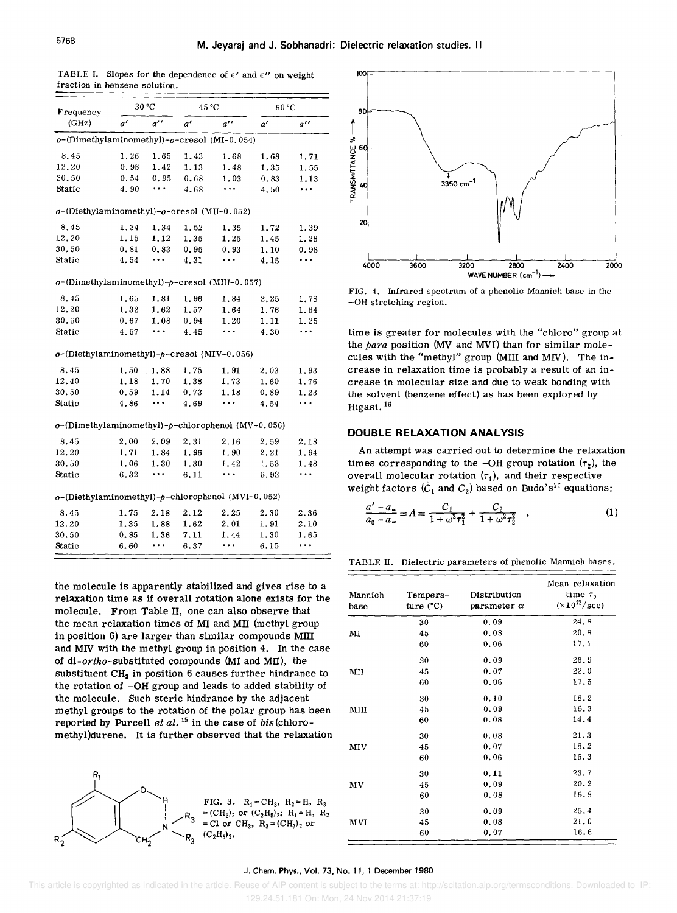TABLE I. Slopes for the dependence of $\epsilon'$ and $\epsilon''$ on weight fraction in benzene solution.

| Frequency (GHz) | 30 °C | | 45 °C | | 60 °C | |
|---|---|---|---|---|---|---|
| | $a'$ | $a''$ | $a'$ | $a''$ | $a'$ | $a''$ |
| *o*-(Dimethylaminomethyl)-*o*-cresol (MI-0.054) | | | | | | |
| 8.45 | 1.26 | 1.65 | 1.43 | 1.68 | 1.68 | 1.71 |
| 12.20 | 0.98 | 1.42 | 1.13 | 1.48 | 1.35 | 1.55 |
| 30.50 | 0.54 | 0.95 | 0.68 | 1.03 | 0.83 | 1.13 |
| Static | 4.90 | ··· | 4.68 | ··· | 4.50 | ··· |
| *o*-(Diethylaminomethyl)-*o*-cresol (MII-0.052) | | | | | | |
| 8.45 | 1.34 | 1.34 | 1.52 | 1.35 | 1.72 | 1.39 |
| 12.20 | 1.15 | 1.12 | 1.35 | 1.25 | 1.45 | 1.28 |
| 30.50 | 0.81 | 0.83 | 0.95 | 0.93 | 1.10 | 0.98 |
| Static | 4.54 | ··· | 4.31 | ··· | 4.15 | ··· |
| *o*-(Dimethylaminomethyl)-*p*-cresol (MIII-0.057) | | | | | | |
| 8.45 | 1.65 | 1.81 | 1.96 | 1.84 | 2.25 | 1.78 |
| 12.20 | 1.32 | 1.62 | 1.57 | 1.64 | 1.76 | 1.64 |
| 30.50 | 0.67 | 1.08 | 0.94 | 1.20 | 1.11 | 1.25 |
| Static | 4.57 | ··· | 4.45 | ··· | 4.30 | ··· |
| *o*-(Diethylaminomethyl)-*p*-cresol (MIV-0.056) | | | | | | |
| 8.45 | 1.50 | 1.88 | 1.75 | 1.91 | 2.03 | 1.93 |
| 12.40 | 1.18 | 1.70 | 1.38 | 1.73 | 1.60 | 1.76 |
| 30.50 | 0.59 | 1.14 | 0.73 | 1.18 | 0.89 | 1.23 |
| Static | 4.86 | ··· | 4.69 | ··· | 4.54 | ··· |
| *o*-(Dimethylaminomethyl)-*p*-chlorophenol (MV-0.056) | | | | | | |
| 8.45 | 2.00 | 2.09 | 2.31 | 2.16 | 2.59 | 2.18 |
| 12.20 | 1.71 | 1.84 | 1.96 | 1.90 | 2.21 | 1.94 |
| 30.50 | 1.06 | 1.30 | 1.30 | 1.42 | 1.53 | 1.48 |
| Static | 6.32 | ··· | 6.11 | ··· | 5.92 | ··· |
| *o*-(Diethylaminomethyl)-*p*-chlorophenol (MVI-0.052) | | | | | | |
| 8.45 | 1.75 | 2.18 | 2.12 | 2.25 | 2.30 | 2.36 |
| 12.20 | 1.35 | 1.88 | 1.62 | 2.01 | 1.91 | 2.10 |
| 30.50 | 0.85 | 1.36 | 7.11 | 1.44 | 1.30 | 1.65 |
| Static | 6.60 | ··· | 6.37 | ··· | 6.15 | ··· |

the molecule is apparently stabilized and gives rise to a relaxation time as if overall rotation alone exists for the molecule. From Table II, one can also observe that the mean relaxation times of MI and MII (methyl group in position 6) are larger than similar compounds MIII and MIV with the methyl group in position 4. In the case of di-*ortho*-substituted compounds (MI and MII), the substituent $CH_3$ in position 6 causes further hindrance to the rotation of –OH group and leads to added stability of the molecule. Such steric hindrance by the adjacent methyl groups to the rotation of the polar group has been reported by Purcell *et al.*[15] in the case of *bis*(chloromethyl)durene. It is further observed that the relaxation

FIG. 3. $R_1 = CH_3$, $R_2 = H$, $R_3 = (CH_3)_2$ or $(C_2H_5)_2$; $R_1 = H$, $R_2 = Cl$ or $CH_3$, $R_3 = (CH_3)_2$ or $(C_2H_5)_2$.

FIG. 4. Infrared spectrum of a phenolic Mannich base in the –OH stretching region.

time is greater for molecules with the "chloro" group at the *para* position (MV and MVI) than for similar molecules with the "methyl" group (MIII and MIV). The increase in relaxation time is probably a result of an increase in molecular size and due to weak bonding with the solvent (benzene effect) as has been explored by Higasi.[16]

## DOUBLE RELAXATION ANALYSIS

An attempt was carried out to determine the relaxation times corresponding to the –OH group rotation ($\tau_2$), the overall molecular rotation ($\tau_1$), and their respective weight factors ($C_1$ and $C_2$) based on Budo's[17] equations:

$$\frac{a' - a_\infty}{a_0 - a_\infty} = A = \frac{C_1}{1 + \omega^2 \tau_1^2} + \frac{C_2}{1 + \omega^2 \tau_2^2} \quad , \tag{1}$$

TABLE II. Dielectric parameters of phenolic Mannich bases.

| Mannich base | Temperature (°C) | Distribution parameter $\alpha$ | Mean relaxation time $\tau_0$ ($\times 10^{12}$/sec) |
|---|---|---|---|
| MI | 30 | 0.09 | 24.8 |
| | 45 | 0.08 | 20.8 |
| | 60 | 0.06 | 17.1 |
| MII | 30 | 0.09 | 26.9 |
| | 45 | 0.07 | 22.0 |
| | 60 | 0.06 | 17.5 |
| MIII | 30 | 0.10 | 18.2 |
| | 45 | 0.09 | 16.3 |
| | 60 | 0.08 | 14.4 |
| MIV | 30 | 0.08 | 21.3 |
| | 45 | 0.07 | 18.2 |
| | 60 | 0.06 | 16.3 |
| MV | 30 | 0.11 | 23.7 |
| | 45 | 0.09 | 20.2 |
| | 60 | 0.08 | 16.8 |
| MVI | 30 | 0.09 | 25.4 |
| | 45 | 0.08 | 21.0 |
| | 60 | 0.07 | 16.6 |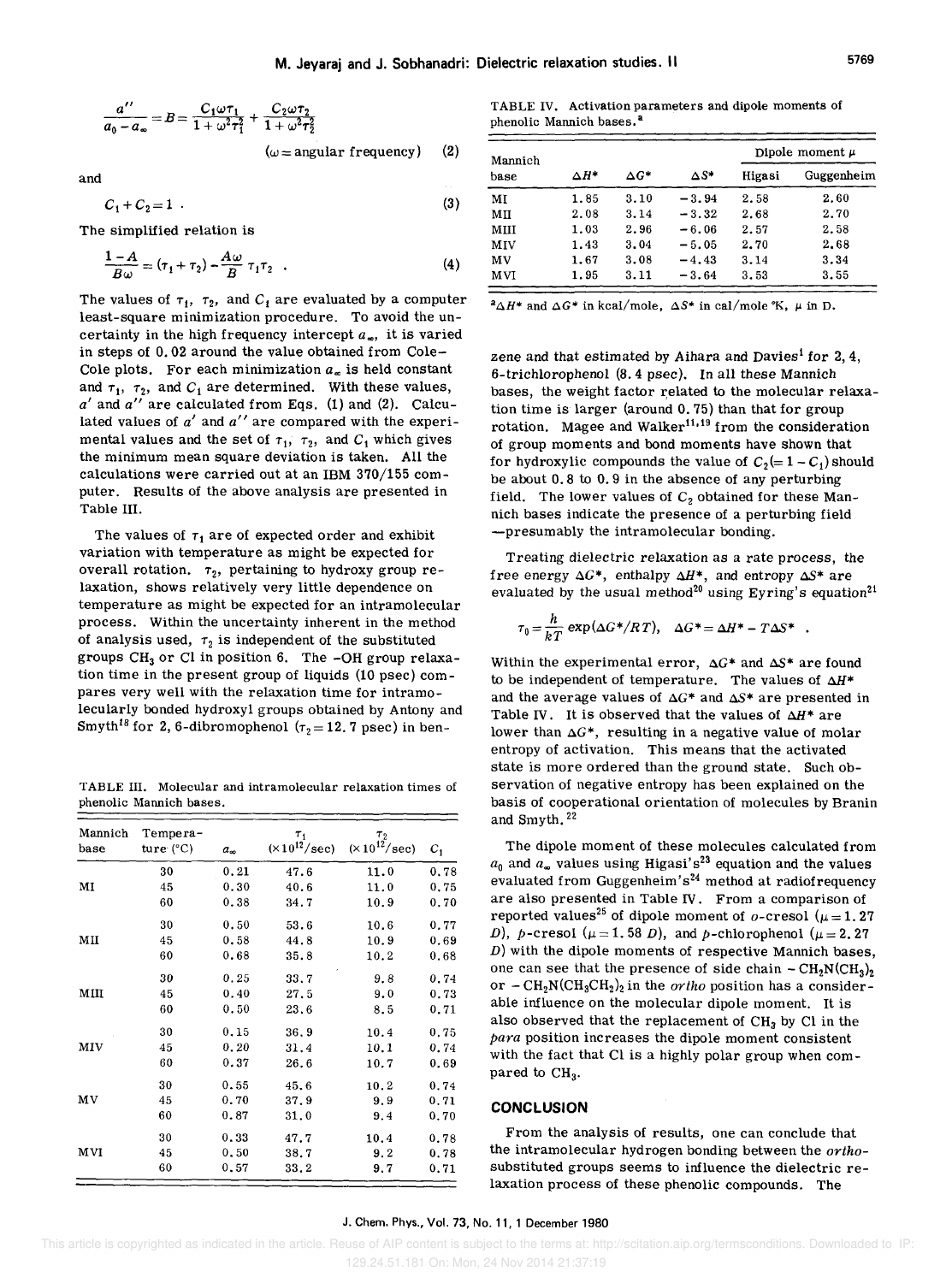$$\frac{a''}{a_0 - a_\infty} = B = \frac{C_1 \omega \tau_1}{1 + \omega^2 \tau_1^2} + \frac{C_2 \omega \tau_2}{1 + \omega^2 \tau_2^2}$$

$(\omega = \text{angular frequency}) \quad (2)$

and

$$C_1 + C_2 = 1 \; . \quad (3)$$

The simplified relation is

$$\frac{1-A}{B\omega} = (\tau_1 + \tau_2) - \frac{A\omega}{B}\tau_1 \tau_2 \; . \quad (4)$$

The values of $\tau_1$, $\tau_2$, and $C_1$ are evaluated by a computer least-square minimization procedure. To avoid the uncertainty in the high frequency intercept $a_\infty$, it is varied in steps of 0.02 around the value obtained from Cole–Cole plots. For each minimization $a_\infty$ is held constant and $\tau_1$, $\tau_2$, and $C_1$ are determined. With these values, $a'$ and $a''$ are calculated from Eqs. (1) and (2). Calculated values of $a'$ and $a''$ are compared with the experimental values and the set of $\tau_1$, $\tau_2$, and $C_1$ which gives the minimum mean square deviation is taken. All the calculations were carried out at an IBM 370/155 computer. Results of the above analysis are presented in Table III.

The values of $\tau_1$ are of expected order and exhibit variation with temperature as might be expected for overall rotation. $\tau_2$, pertaining to hydroxy group relaxation, shows relatively very little dependence on temperature as might be expected for an intramolecular process. Within the uncertainty inherent in the method of analysis used, $\tau_2$ is independent of the substituted groups $CH_3$ or Cl in position 6. The –OH group relaxation time in the present group of liquids (10 psec) compares very well with the relaxation time for intramolecularly bonded hydroxyl groups obtained by Antony and Smyth[18] for 2, 6-dibromophenol ($\tau_2 = 12.7$ psec) in benzene and that estimated by Aihara and Davies[1] for 2, 4, 6-trichlorophenol (8.4 psec). In all these Mannich bases, the weight factor related to the molecular relaxation time is larger (around 0.75) than that for group rotation. Magee and Walker[11,19] from the consideration of group moments and bond moments have shown that for hydroxylic compounds the value of $C_2 (= 1 - C_1)$ should be about 0.8 to 0.9 in the absence of any perturbing field. The lower values of $C_2$ obtained for these Mannich bases indicate the presence of a perturbing field —presumably the intramolecular bonding.

TABLE III. Molecular and intramolecular relaxation times of phenolic Mannich bases.

| Mannich base | Temperature (°C) | $a_\infty$ | $\tau_1$ ($\times 10^{12}$/sec) | $\tau_2$ ($\times 10^{12}$/sec) | $C_1$ |
|---|---|---|---|---|---|
| MI | 30 | 0.21 | 47.6 | 11.0 | 0.78 |
| | 45 | 0.30 | 40.6 | 11.0 | 0.75 |
| | 60 | 0.38 | 34.7 | 10.9 | 0.70 |
| MII | 30 | 0.50 | 53.6 | 10.6 | 0.77 |
| | 45 | 0.58 | 44.8 | 10.9 | 0.69 |
| | 60 | 0.68 | 35.8 | 10.2 | 0.68 |
| MIII | 30 | 0.25 | 33.7 | 9.8 | 0.74 |
| | 45 | 0.40 | 27.5 | 9.0 | 0.73 |
| | 60 | 0.50 | 23.6 | 8.5 | 0.71 |
| MIV | 30 | 0.15 | 36.9 | 10.4 | 0.75 |
| | 45 | 0.20 | 31.4 | 10.1 | 0.74 |
| | 60 | 0.37 | 26.6 | 10.7 | 0.69 |
| MV | 30 | 0.55 | 45.6 | 10.2 | 0.74 |
| | 45 | 0.70 | 37.9 | 9.9 | 0.71 |
| | 60 | 0.87 | 31.0 | 9.4 | 0.70 |
| MVI | 30 | 0.33 | 47.7 | 10.4 | 0.78 |
| | 45 | 0.50 | 38.7 | 9.2 | 0.78 |
| | 60 | 0.57 | 33.2 | 9.7 | 0.71 |

TABLE IV. Activation parameters and dipole moments of phenolic Mannich bases.[a]

| Mannich base | $\Delta H^*$ | $\Delta G^*$ | $\Delta S^*$ | Dipole moment $\mu$ Higasi | Guggenheim |
|---|---|---|---|---|---|
| MI | 1.85 | 3.10 | −3.94 | 2.58 | 2.60 |
| MII | 2.08 | 3.14 | −3.32 | 2.68 | 2.70 |
| MIII | 1.03 | 2.96 | −6.06 | 2.57 | 2.58 |
| MIV | 1.43 | 3.04 | −5.05 | 2.70 | 2.68 |
| MV | 1.67 | 3.08 | −4.43 | 3.14 | 3.34 |
| MVI | 1.95 | 3.11 | −3.64 | 3.53 | 3.55 |

[a] $\Delta H^*$ and $\Delta G^*$ in kcal/mole, $\Delta S^*$ in cal/mole °K, $\mu$ in D.

Treating dielectric relaxation as a rate process, the free energy $\Delta G^*$, enthalpy $\Delta H^*$, and entropy $\Delta S^*$ are evaluated by the usual method[20] using Eyring's equation[21]

$$\tau_0 = \frac{h}{kT}\exp(\Delta G^*/RT), \quad \Delta G^* = \Delta H^* - T\Delta S^* \; .$$

Within the experimental error, $\Delta G^*$ and $\Delta S^*$ are found to be independent of temperature. The values of $\Delta H^*$ and the average values of $\Delta G^*$ and $\Delta S^*$ are presented in Table IV. It is observed that the values of $\Delta H^*$ are lower than $\Delta G^*$, resulting in a negative value of molar entropy of activation. This means that the activated state is more ordered than the ground state. Such observation of negative entropy has been explained on the basis of cooperational orientation of molecules by Branin and Smyth.[22]

The dipole moment of these molecules calculated from $a_0$ and $a_\infty$ values using Higasi's[23] equation and the values evaluated from Guggenheim's[24] method at radiofrequency are also presented in Table IV. From a comparison of reported values[25] of dipole moment of *o*-cresol ($\mu = 1.27$ *D*), *p*-cresol ($\mu = 1.58$ *D*), and *p*-chlorophenol ($\mu = 2.27$ *D*) with the dipole moments of respective Mannich bases, one can see that the presence of side chain $-CH_2N(CH_3)_2$ or $-CH_2N(CH_3CH_2)_2$ in the *ortho* position has a considerable influence on the molecular dipole moment. It is also observed that the replacement of $CH_3$ by Cl in the *para* position increases the dipole moment consistent with the fact that Cl is a highly polar group when compared to $CH_3$.

## CONCLUSION

From the analysis of results, one can conclude that the intramolecular hydrogen bonding between the *ortho*-substituted groups seems to influence the dielectric relaxation process of these phenolic compounds. The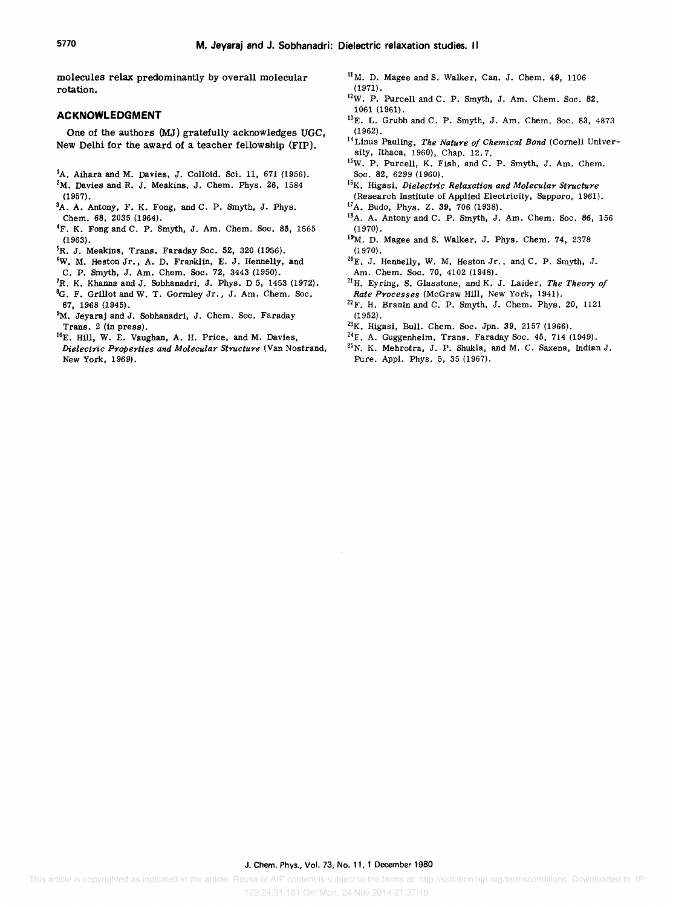molecules relax predominantly by overall molecular rotation.

## ACKNOWLEDGMENT

One of the authors (MJ) gratefully acknowledges UGC, New Delhi for the award of a teacher fellowship (FIP).

[1] A. Aihara and M. Davies, J. Colloid. Sci. 11, 671 (1956).

[2] M. Davies and R. J. Meakins, J. Chem. Phys. 26, 1584 (1957).

[3] A. A. Antony, F. K. Fong, and C. P. Smyth, J. Phys. Chem. 68, 2035 (1964).

[4] F. K. Fong and C. P. Smyth, J. Am. Chem. Soc. 85, 1565 (1963).

[5] R. J. Meakins, Trans. Faraday Soc. 52, 320 (1956).

[6] W. M. Heston Jr., A. D. Franklin, E. J. Hennelly, and C. P. Smyth, J. Am. Chem. Soc. 72, 3443 (1950).

[7] R. K. Khanna and J. Sobhanadri, J. Phys. D 5, 1453 (1972).

[8] G. F. Grillot and W. T. Gormley Jr., J. Am. Chem. Soc. 67, 1968 (1945).

[9] M. Jeyaraj and J. Sobhanadri, J. Chem. Soc. Faraday Trans. 2 (in press).

[10] E. Hill, W. E. Vaughan, A. H. Price, and M. Davies, *Dielectric Properties and Molecular Structure* (Van Nostrand, New York, 1969).

[11] M. D. Magee and S. Walker, Can. J. Chem. 49, 1106 (1971).

[12] W. P. Purcell and C. P. Smyth, J. Am. Chem. Soc. 82, 1061 (1961).

[13] E. L. Grubb and C. P. Smyth, J. Am. Chem. Soc. 83, 4873 (1962).

[14] Linus Pauling, *The Nature of Chemical Bond* (Cornell University, Ithaca, 1960), Chap. 12.7.

[15] W. P. Purcell, K. Fish, and C. P. Smyth, J. Am. Chem. Soc. 82, 6299 (1960).

[16] K. Higasi, *Dielectric Relaxation and Molecular Structure* (Research Institute of Applied Electricity, Sapporo, 1961).

[17] A. Budo, Phys. Z. 39, 706 (1938).

[18] A. A. Antony and C. P. Smyth, J. Am. Chem. Soc. 86, 156 (1970).

[19] M. D. Magee and S. Walker, J. Phys. Chem. 74, 2378 (1970).

[20] E. J. Hennelly, W. M. Heston Jr., and C. P. Smyth, J. Am. Chem. Soc. 70, 4102 (1948).

[21] H. Eyring, S. Glasstone, and K. J. Laider, *The Theory of Rate Processes* (McGraw Hill, New York, 1941).

[22] F. H. Branin and C. P. Smyth, J. Chem. Phys. 20, 1121 (1952).

[23] K. Higasi, Bull. Chem. Soc. Jpn. 39, 2157 (1966).

[24] F. A. Guggenheim, Trans. Faraday Soc. 45, 714 (1949).

[25] N. K. Mehrotra, J. P. Shukla, and M. C. Saxena, Indian J. Pure. Appl. Phys. 5, 35 (1967).